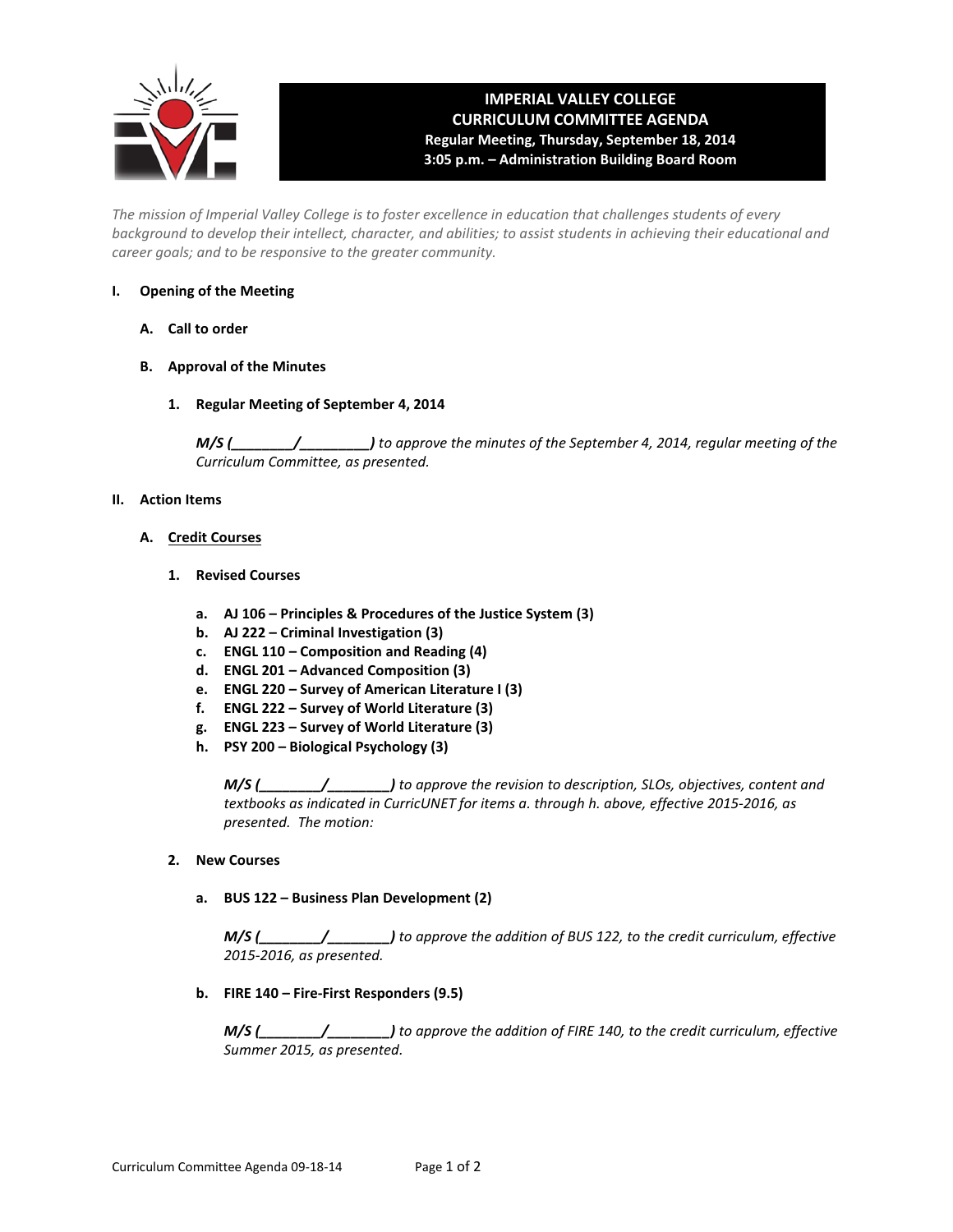# IMPERIAL VALLEY COLLEGE
## CURRICULUM COMMITTEE AGENDA
**Regular Meeting, Thursday, September 18, 2014**
**3:05 p.m. – Administration Building Board Room**

*The mission of Imperial Valley College is to foster excellence in education that challenges students of every background to develop their intellect, character, and abilities; to assist students in achieving their educational and career goals; and to be responsive to the greater community.*

**I. Opening of the Meeting**

**A. Call to order**

**B. Approval of the Minutes**

**1. Regular Meeting of September 4, 2014**

***M/S (________/_________)*** *to approve the minutes of the September 4, 2014, regular meeting of the Curriculum Committee, as presented.*

**II. Action Items**

**A. Credit Courses**

**1. Revised Courses**

- **a. AJ 106 – Principles & Procedures of the Justice System (3)**
- **b. AJ 222 – Criminal Investigation (3)**
- **c. ENGL 110 – Composition and Reading (4)**
- **d. ENGL 201 – Advanced Composition (3)**
- **e. ENGL 220 – Survey of American Literature I (3)**
- **f. ENGL 222 – Survey of World Literature (3)**
- **g. ENGL 223 – Survey of World Literature (3)**
- **h. PSY 200 – Biological Psychology (3)**

***M/S (________/________)*** *to approve the revision to description, SLOs, objectives, content and textbooks as indicated in CurricUNET for items a. through h. above, effective 2015-2016, as presented. The motion:*

**2. New Courses**

**a. BUS 122 – Business Plan Development (2)**

***M/S (________/________)*** *to approve the addition of BUS 122, to the credit curriculum, effective 2015-2016, as presented.*

**b. FIRE 140 – Fire-First Responders (9.5)**

***M/S (________/________)*** *to approve the addition of FIRE 140, to the credit curriculum, effective Summer 2015, as presented.*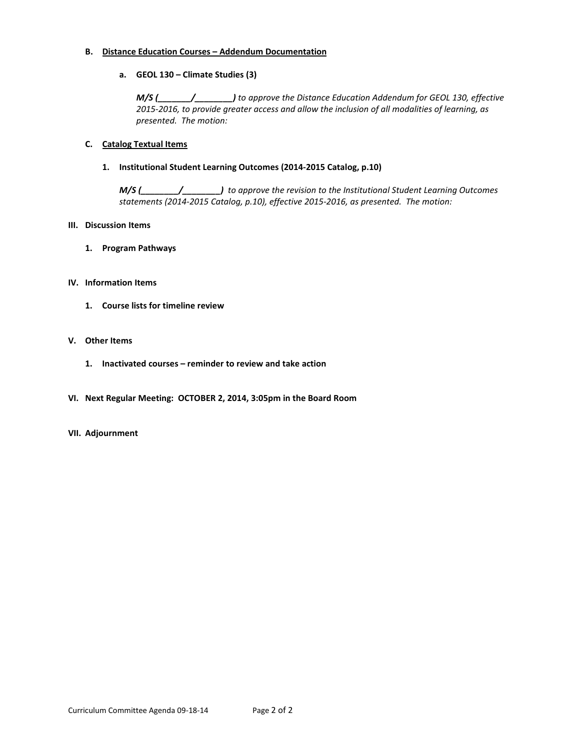**B. <u>Distance Education Courses – Addendum Documentation</u>**

**a. GEOL 130 – Climate Studies (3)**

***M/S (_______/________)*** *to approve the Distance Education Addendum for GEOL 130, effective 2015-2016, to provide greater access and allow the inclusion of all modalities of learning, as presented. The motion:*

**C. <u>Catalog Textual Items</u>**

**1. Institutional Student Learning Outcomes (2014-2015 Catalog, p.10)**

***M/S (________/________)*** *to approve the revision to the Institutional Student Learning Outcomes statements (2014-2015 Catalog, p.10), effective 2015-2016, as presented. The motion:*

**III. Discussion Items**

**1. Program Pathways**

**IV. Information Items**

**1. Course lists for timeline review**

**V. Other Items**

**1. Inactivated courses – reminder to review and take action**

**VI. Next Regular Meeting: OCTOBER 2, 2014, 3:05pm in the Board Room**

**VII. Adjournment**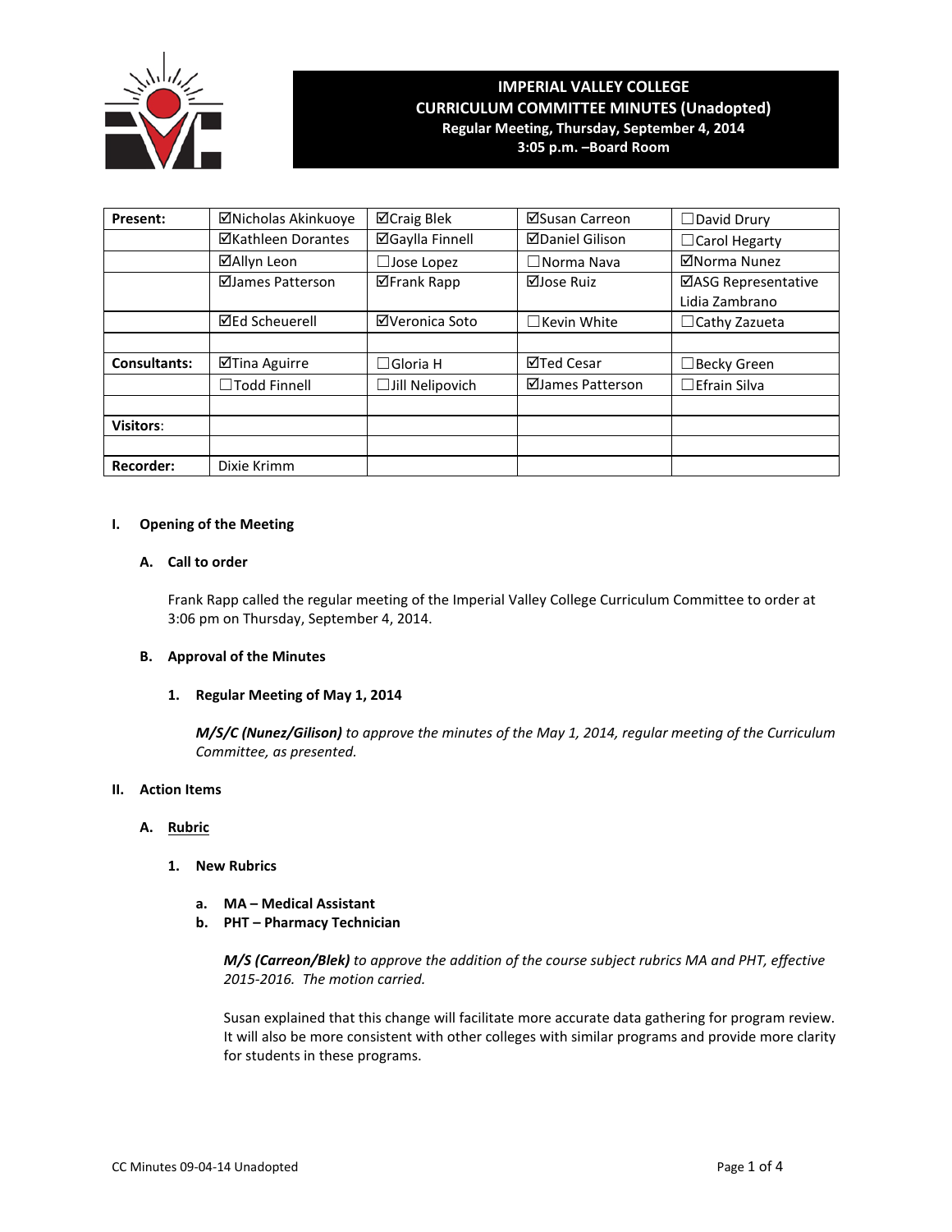# IMPERIAL VALLEY COLLEGE
## CURRICULUM COMMITTEE MINUTES (Unadopted)
**Regular Meeting, Thursday, September 4, 2014**
**3:05 p.m. –Board Room**

| | | | | |
|---|---|---|---|---|
| **Present:** | ☑Nicholas Akinkuoye | ☑Craig Blek | ☑Susan Carreon | ☐David Drury |
| | ☑Kathleen Dorantes | ☑Gaylla Finnell | ☑Daniel Gilison | ☐Carol Hegarty |
| | ☑Allyn Leon | ☐Jose Lopez | ☐Norma Nava | ☑Norma Nunez |
| | ☑James Patterson | ☑Frank Rapp | ☑Jose Ruiz | ☑ASG Representative Lidia Zambrano |
| | ☑Ed Scheuerell | ☑Veronica Soto | ☐Kevin White | ☐Cathy Zazueta |
| | | | | |
| **Consultants:** | ☑Tina Aguirre | ☐Gloria H | ☑Ted Cesar | ☐Becky Green |
| | ☐Todd Finnell | ☐Jill Nelipovich | ☑James Patterson | ☐Efrain Silva |
| | | | | |
| **Visitors**: | | | | |
| | | | | |
| **Recorder:** | Dixie Krimm | | | |

**I. Opening of the Meeting**

**A. Call to order**

Frank Rapp called the regular meeting of the Imperial Valley College Curriculum Committee to order at 3:06 pm on Thursday, September 4, 2014.

**B. Approval of the Minutes**

**1. Regular Meeting of May 1, 2014**

***M/S/C (Nunez/Gilison)*** *to approve the minutes of the May 1, 2014, regular meeting of the Curriculum Committee, as presented.*

**II. Action Items**

**A. Rubric**

**1. New Rubrics**

**a. MA – Medical Assistant**
**b. PHT – Pharmacy Technician**

***M/S (Carreon/Blek)*** *to approve the addition of the course subject rubrics MA and PHT, effective 2015-2016. The motion carried.*

Susan explained that this change will facilitate more accurate data gathering for program review. It will also be more consistent with other colleges with similar programs and provide more clarity for students in these programs.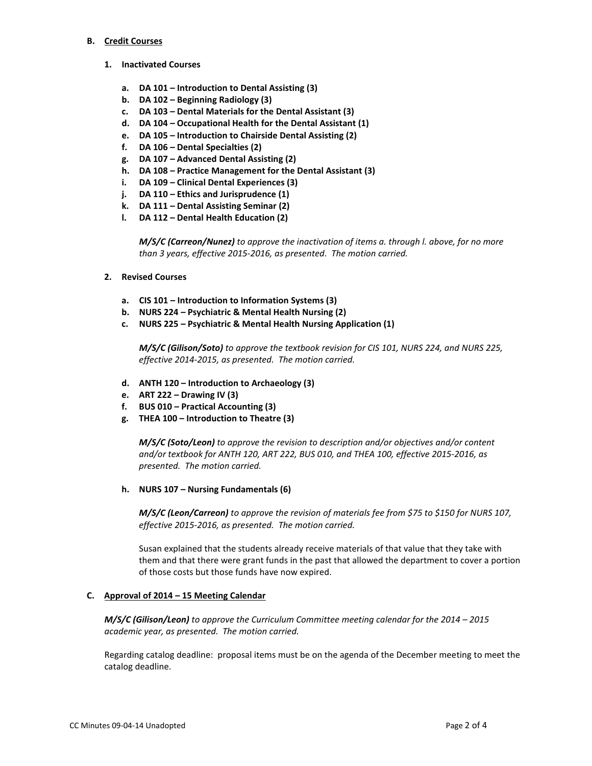### B. Credit Courses

#### 1. Inactivated Courses

a. **DA 101 – Introduction to Dental Assisting (3)**
b. **DA 102 – Beginning Radiology (3)**
c. **DA 103 – Dental Materials for the Dental Assistant (3)**
d. **DA 104 – Occupational Health for the Dental Assistant (1)**
e. **DA 105 – Introduction to Chairside Dental Assisting (2)**
f. **DA 106 – Dental Specialties (2)**
g. **DA 107 – Advanced Dental Assisting (2)**
h. **DA 108 – Practice Management for the Dental Assistant (3)**
i. **DA 109 – Clinical Dental Experiences (3)**
j. **DA 110 – Ethics and Jurisprudence (1)**
k. **DA 111 – Dental Assisting Seminar (2)**
l. **DA 112 – Dental Health Education (2)**

***M/S/C (Carreon/Nunez)*** *to approve the inactivation of items a. through l. above, for no more than 3 years, effective 2015-2016, as presented. The motion carried.*

#### 2. Revised Courses

a. **CIS 101 – Introduction to Information Systems (3)**
b. **NURS 224 – Psychiatric & Mental Health Nursing (2)**
c. **NURS 225 – Psychiatric & Mental Health Nursing Application (1)**

***M/S/C (Gilison/Soto)*** *to approve the textbook revision for CIS 101, NURS 224, and NURS 225, effective 2014-2015, as presented. The motion carried.*

d. **ANTH 120 – Introduction to Archaeology (3)**
e. **ART 222 – Drawing IV (3)**
f. **BUS 010 – Practical Accounting (3)**
g. **THEA 100 – Introduction to Theatre (3)**

***M/S/C (Soto/Leon)*** *to approve the revision to description and/or objectives and/or content and/or textbook for ANTH 120, ART 222, BUS 010, and THEA 100, effective 2015-2016, as presented. The motion carried.*

h. **NURS 107 – Nursing Fundamentals (6)**

***M/S/C (Leon/Carreon)*** *to approve the revision of materials fee from $75 to $150 for NURS 107, effective 2015-2016, as presented. The motion carried.*

Susan explained that the students already receive materials of that value that they take with them and that there were grant funds in the past that allowed the department to cover a portion of those costs but those funds have now expired.

### C. Approval of 2014 – 15 Meeting Calendar

***M/S/C (Gilison/Leon)*** *to approve the Curriculum Committee meeting calendar for the 2014 – 2015 academic year, as presented. The motion carried.*

Regarding catalog deadline: proposal items must be on the agenda of the December meeting to meet the catalog deadline.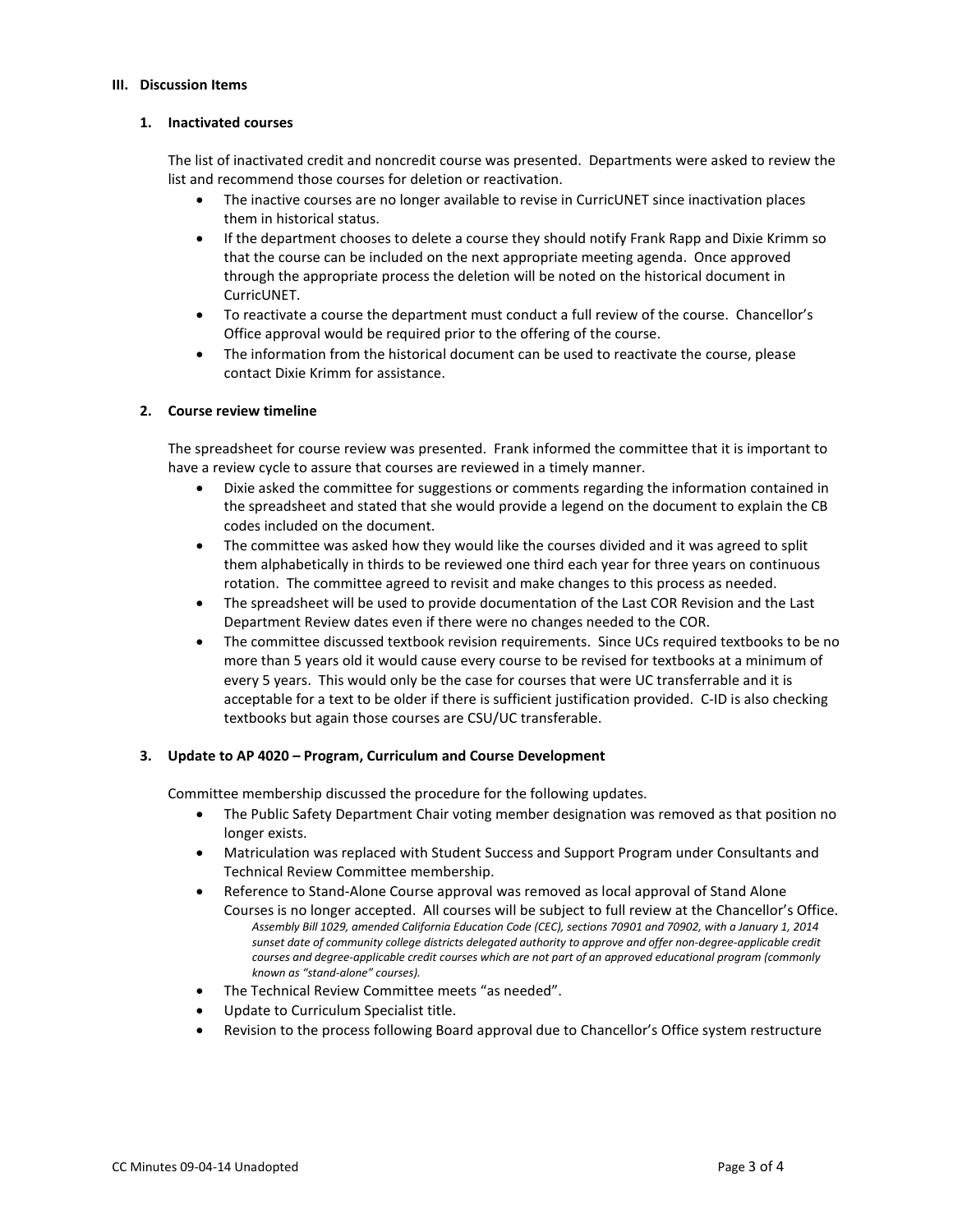## III. Discussion Items

### 1. Inactivated courses

The list of inactivated credit and noncredit course was presented. Departments were asked to review the list and recommend those courses for deletion or reactivation.

- The inactive courses are no longer available to revise in CurricUNET since inactivation places them in historical status.
- If the department chooses to delete a course they should notify Frank Rapp and Dixie Krimm so that the course can be included on the next appropriate meeting agenda. Once approved through the appropriate process the deletion will be noted on the historical document in CurricUNET.
- To reactivate a course the department must conduct a full review of the course. Chancellor's Office approval would be required prior to the offering of the course.
- The information from the historical document can be used to reactivate the course, please contact Dixie Krimm for assistance.

### 2. Course review timeline

The spreadsheet for course review was presented. Frank informed the committee that it is important to have a review cycle to assure that courses are reviewed in a timely manner.

- Dixie asked the committee for suggestions or comments regarding the information contained in the spreadsheet and stated that she would provide a legend on the document to explain the CB codes included on the document.
- The committee was asked how they would like the courses divided and it was agreed to split them alphabetically in thirds to be reviewed one third each year for three years on continuous rotation. The committee agreed to revisit and make changes to this process as needed.
- The spreadsheet will be used to provide documentation of the Last COR Revision and the Last Department Review dates even if there were no changes needed to the COR.
- The committee discussed textbook revision requirements. Since UCs required textbooks to be no more than 5 years old it would cause every course to be revised for textbooks at a minimum of every 5 years. This would only be the case for courses that were UC transferrable and it is acceptable for a text to be older if there is sufficient justification provided. C-ID is also checking textbooks but again those courses are CSU/UC transferable.

### 3. Update to AP 4020 – Program, Curriculum and Course Development

Committee membership discussed the procedure for the following updates.

- The Public Safety Department Chair voting member designation was removed as that position no longer exists.
- Matriculation was replaced with Student Success and Support Program under Consultants and Technical Review Committee membership.
- Reference to Stand-Alone Course approval was removed as local approval of Stand Alone Courses is no longer accepted. All courses will be subject to full review at the Chancellor's Office.
  *Assembly Bill 1029, amended California Education Code (CEC), sections 70901 and 70902, with a January 1, 2014 sunset date of community college districts delegated authority to approve and offer non-degree-applicable credit courses and degree-applicable credit courses which are not part of an approved educational program (commonly known as "stand-alone" courses).*
- The Technical Review Committee meets "as needed".
- Update to Curriculum Specialist title.
- Revision to the process following Board approval due to Chancellor's Office system restructure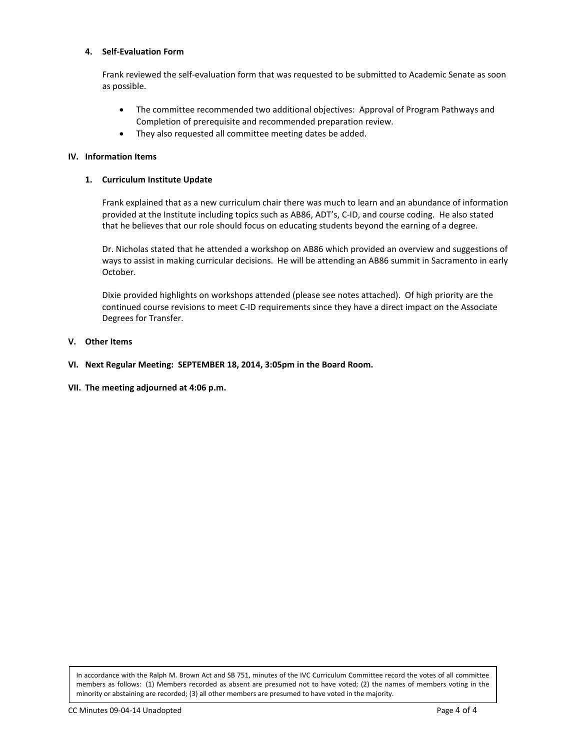**4. Self-Evaluation Form**

Frank reviewed the self-evaluation form that was requested to be submitted to Academic Senate as soon as possible.

- The committee recommended two additional objectives: Approval of Program Pathways and Completion of prerequisite and recommended preparation review.
- They also requested all committee meeting dates be added.

## IV. Information Items

**1. Curriculum Institute Update**

Frank explained that as a new curriculum chair there was much to learn and an abundance of information provided at the Institute including topics such as AB86, ADT's, C-ID, and course coding. He also stated that he believes that our role should focus on educating students beyond the earning of a degree.

Dr. Nicholas stated that he attended a workshop on AB86 which provided an overview and suggestions of ways to assist in making curricular decisions. He will be attending an AB86 summit in Sacramento in early October.

Dixie provided highlights on workshops attended (please see notes attached). Of high priority are the continued course revisions to meet C-ID requirements since they have a direct impact on the Associate Degrees for Transfer.

## V. Other Items

## VI. Next Regular Meeting: SEPTEMBER 18, 2014, 3:05pm in the Board Room.

## VII. The meeting adjourned at 4:06 p.m.

In accordance with the Ralph M. Brown Act and SB 751, minutes of the IVC Curriculum Committee record the votes of all committee members as follows: (1) Members recorded as absent are presumed not to have voted; (2) the names of members voting in the minority or abstaining are recorded; (3) all other members are presumed to have voted in the majority.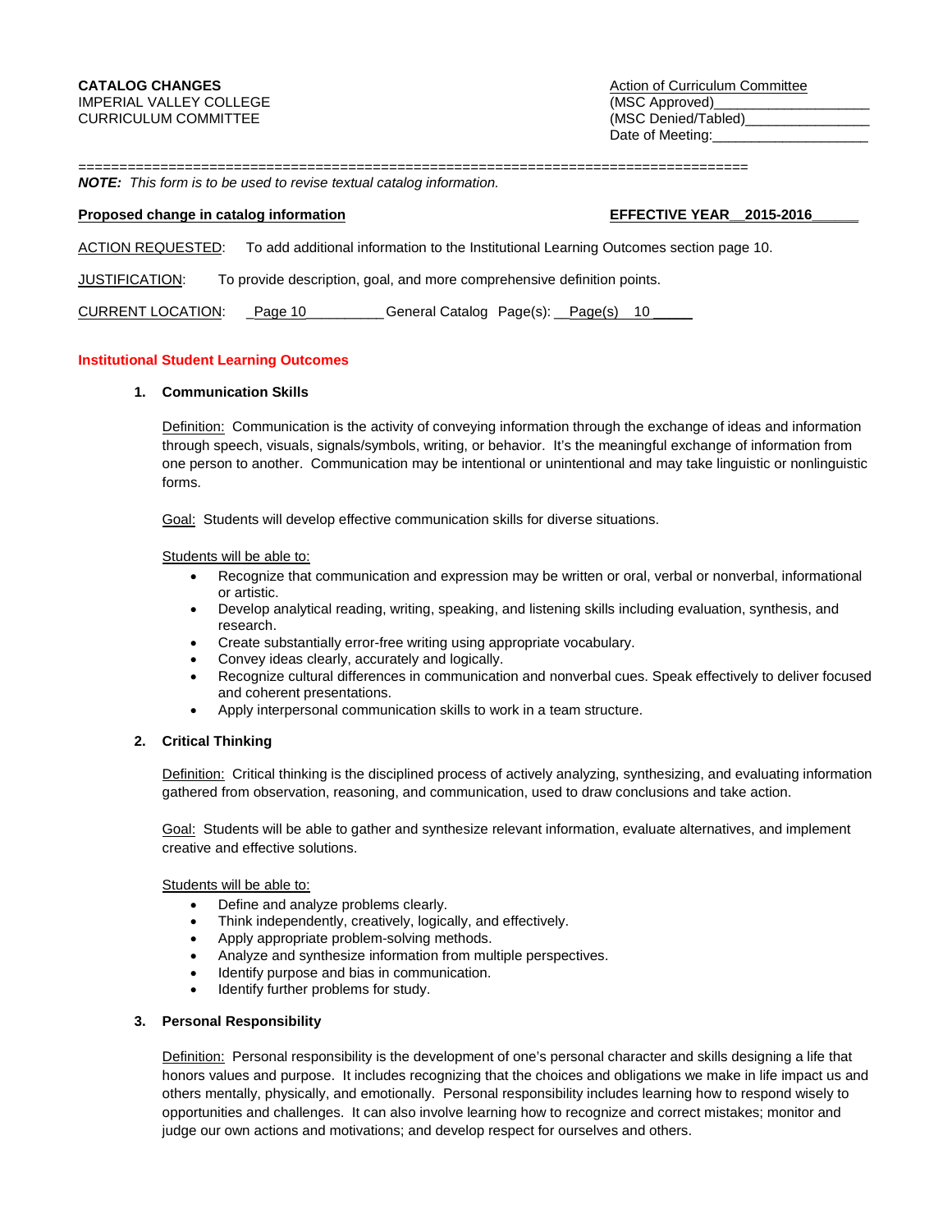**CATALOG CHANGES**
IMPERIAL VALLEY COLLEGE
CURRICULUM COMMITTEE

Action of Curriculum Committee
(MSC Approved)____________________
(MSC Denied/Tabled)________________
Date of Meeting:____________________

================================================================================

***NOTE:*** *This form is to be used to revise textual catalog information.*

**Proposed change in catalog information** **EFFECTIVE YEAR__2015-2016______**

ACTION REQUESTED: To add additional information to the Institutional Learning Outcomes section page 10.

JUSTIFICATION: To provide description, goal, and more comprehensive definition points.

CURRENT LOCATION: _Page 10__________ General Catalog Page(s): __Page(s) 10 _____

## Institutional Student Learning Outcomes

### 1. Communication Skills

Definition: Communication is the activity of conveying information through the exchange of ideas and information through speech, visuals, signals/symbols, writing, or behavior. It's the meaningful exchange of information from one person to another. Communication may be intentional or unintentional and may take linguistic or nonlinguistic forms.

Goal: Students will develop effective communication skills for diverse situations.

Students will be able to:

- Recognize that communication and expression may be written or oral, verbal or nonverbal, informational or artistic.
- Develop analytical reading, writing, speaking, and listening skills including evaluation, synthesis, and research.
- Create substantially error-free writing using appropriate vocabulary.
- Convey ideas clearly, accurately and logically.
- Recognize cultural differences in communication and nonverbal cues. Speak effectively to deliver focused and coherent presentations.
- Apply interpersonal communication skills to work in a team structure.

### 2. Critical Thinking

Definition: Critical thinking is the disciplined process of actively analyzing, synthesizing, and evaluating information gathered from observation, reasoning, and communication, used to draw conclusions and take action.

Goal: Students will be able to gather and synthesize relevant information, evaluate alternatives, and implement creative and effective solutions.

Students will be able to:

- Define and analyze problems clearly.
- Think independently, creatively, logically, and effectively.
- Apply appropriate problem-solving methods.
- Analyze and synthesize information from multiple perspectives.
- Identify purpose and bias in communication.
- Identify further problems for study.

### 3. Personal Responsibility

Definition: Personal responsibility is the development of one's personal character and skills designing a life that honors values and purpose. It includes recognizing that the choices and obligations we make in life impact us and others mentally, physically, and emotionally. Personal responsibility includes learning how to respond wisely to opportunities and challenges. It can also involve learning how to recognize and correct mistakes; monitor and judge our own actions and motivations; and develop respect for ourselves and others.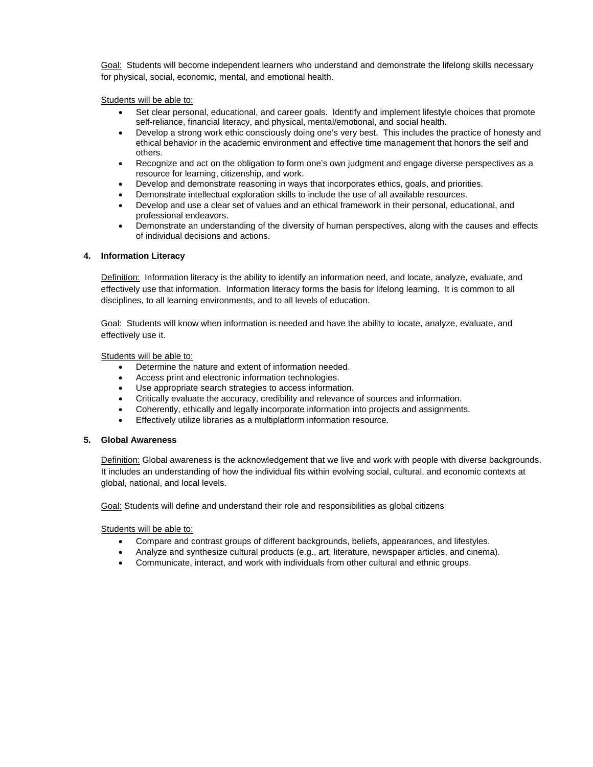Goal: Students will become independent learners who understand and demonstrate the lifelong skills necessary for physical, social, economic, mental, and emotional health.

Students will be able to:

- Set clear personal, educational, and career goals. Identify and implement lifestyle choices that promote self-reliance, financial literacy, and physical, mental/emotional, and social health.
- Develop a strong work ethic consciously doing one's very best. This includes the practice of honesty and ethical behavior in the academic environment and effective time management that honors the self and others.
- Recognize and act on the obligation to form one's own judgment and engage diverse perspectives as a resource for learning, citizenship, and work.
- Develop and demonstrate reasoning in ways that incorporates ethics, goals, and priorities.
- Demonstrate intellectual exploration skills to include the use of all available resources.
- Develop and use a clear set of values and an ethical framework in their personal, educational, and professional endeavors.
- Demonstrate an understanding of the diversity of human perspectives, along with the causes and effects of individual decisions and actions.

**4. Information Literacy**

Definition: Information literacy is the ability to identify an information need, and locate, analyze, evaluate, and effectively use that information. Information literacy forms the basis for lifelong learning. It is common to all disciplines, to all learning environments, and to all levels of education.

Goal: Students will know when information is needed and have the ability to locate, analyze, evaluate, and effectively use it.

Students will be able to:

- Determine the nature and extent of information needed.
- Access print and electronic information technologies.
- Use appropriate search strategies to access information.
- Critically evaluate the accuracy, credibility and relevance of sources and information.
- Coherently, ethically and legally incorporate information into projects and assignments.
- Effectively utilize libraries as a multiplatform information resource.

**5. Global Awareness**

Definition: Global awareness is the acknowledgement that we live and work with people with diverse backgrounds. It includes an understanding of how the individual fits within evolving social, cultural, and economic contexts at global, national, and local levels.

Goal: Students will define and understand their role and responsibilities as global citizens

Students will be able to:

- Compare and contrast groups of different backgrounds, beliefs, appearances, and lifestyles.
- Analyze and synthesize cultural products (e.g., art, literature, newspaper articles, and cinema).
- Communicate, interact, and work with individuals from other cultural and ethnic groups.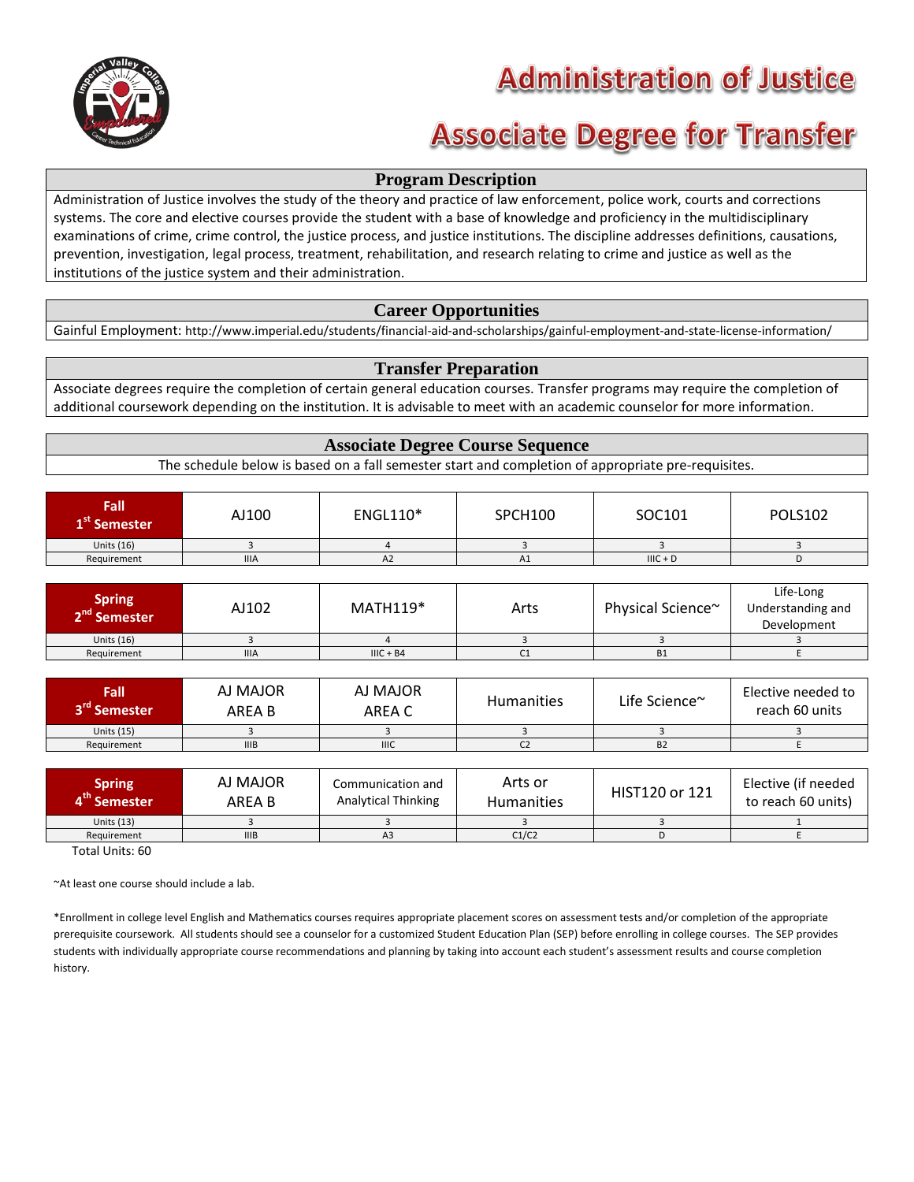# Administration of Justice

# Associate Degree for Transfer

## Program Description

Administration of Justice involves the study of the theory and practice of law enforcement, police work, courts and corrections systems. The core and elective courses provide the student with a base of knowledge and proficiency in the multidisciplinary examinations of crime, crime control, the justice process, and justice institutions. The discipline addresses definitions, causations, prevention, investigation, legal process, treatment, rehabilitation, and research relating to crime and justice as well as the institutions of the justice system and their administration.

## Career Opportunities

Gainful Employment: http://www.imperial.edu/students/financial-aid-and-scholarships/gainful-employment-and-state-license-information/

## Transfer Preparation

Associate degrees require the completion of certain general education courses. Transfer programs may require the completion of additional coursework depending on the institution. It is advisable to meet with an academic counselor for more information.

## Associate Degree Course Sequence

The schedule below is based on a fall semester start and completion of appropriate pre-requisites.

| Fall 1st Semester | AJ100 | ENGL110* | SPCH100 | SOC101 | POLS102 |
|---|---|---|---|---|---|
| Units (16) | 3 | 4 | 3 | 3 | 3 |
| Requirement | IIIA | A2 | A1 | IIIC + D | D |

| Spring 2nd Semester | AJ102 | MATH119* | Arts | Physical Science~ | Life-Long Understanding and Development |
|---|---|---|---|---|---|
| Units (16) | 3 | 4 | 3 | 3 | 3 |
| Requirement | IIIA | IIIC + B4 | C1 | B1 | E |

| Fall 3rd Semester | AJ MAJOR AREA B | AJ MAJOR AREA C | Humanities | Life Science~ | Elective needed to reach 60 units |
|---|---|---|---|---|---|
| Units (15) | 3 | 3 | 3 | 3 | 3 |
| Requirement | IIIB | IIIC | C2 | B2 | E |

| Spring 4th Semester | AJ MAJOR AREA B | Communication and Analytical Thinking | Arts or Humanities | HIST120 or 121 | Elective (if needed to reach 60 units) |
|---|---|---|---|---|---|
| Units (13) | 3 | 3 | 3 | 3 | 1 |
| Requirement | IIIB | A3 | C1/C2 | D | E |

Total Units: 60

~At least one course should include a lab.

*Enrollment in college level English and Mathematics courses requires appropriate placement scores on assessment tests and/or completion of the appropriate prerequisite coursework. All students should see a counselor for a customized Student Education Plan (SEP) before enrolling in college courses. The SEP provides students with individually appropriate course recommendations and planning by taking into account each student's assessment results and course completion history.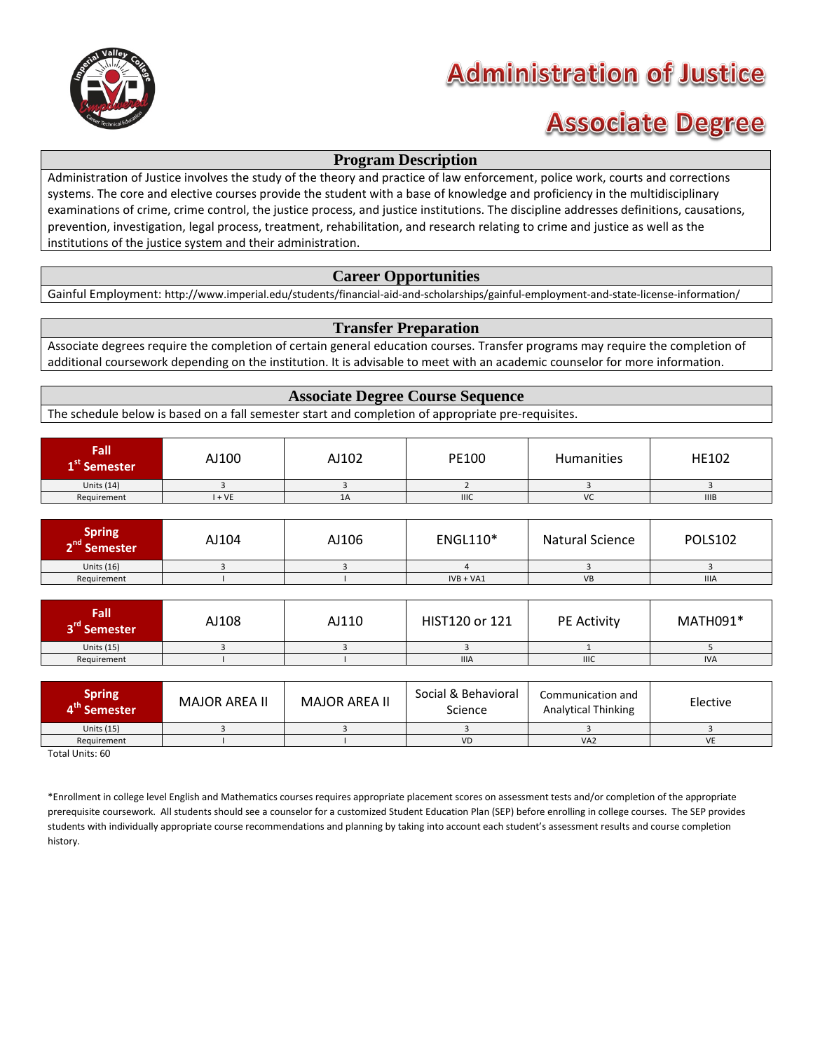# Administration of Justice

# Associate Degree

## Program Description

Administration of Justice involves the study of the theory and practice of law enforcement, police work, courts and corrections systems. The core and elective courses provide the student with a base of knowledge and proficiency in the multidisciplinary examinations of crime, crime control, the justice process, and justice institutions. The discipline addresses definitions, causations, prevention, investigation, legal process, treatment, rehabilitation, and research relating to crime and justice as well as the institutions of the justice system and their administration.

## Career Opportunities

Gainful Employment: http://www.imperial.edu/students/financial-aid-and-scholarships/gainful-employment-and-state-license-information/

## Transfer Preparation

Associate degrees require the completion of certain general education courses. Transfer programs may require the completion of additional coursework depending on the institution. It is advisable to meet with an academic counselor for more information.

## Associate Degree Course Sequence

The schedule below is based on a fall semester start and completion of appropriate pre-requisites.

| Fall 1st Semester | AJ100 | AJ102 | PE100 | Humanities | HE102 |
|---|---|---|---|---|---|
| Units (14) | 3 | 3 | 2 | 3 | 3 |
| Requirement | I + VE | 1A | IIIC | VC | IIIB |

| Spring 2nd Semester | AJ104 | AJ106 | ENGL110* | Natural Science | POLS102 |
|---|---|---|---|---|---|
| Units (16) | 3 | 3 | 4 | 3 | 3 |
| Requirement | I | I | IVB + VA1 | VB | IIIA |

| Fall 3rd Semester | AJ108 | AJ110 | HIST120 or 121 | PE Activity | MATH091* |
|---|---|---|---|---|---|
| Units (15) | 3 | 3 | 3 | 1 | 5 |
| Requirement | I | I | IIIA | IIIC | IVA |

| Spring 4th Semester | MAJOR AREA II | MAJOR AREA II | Social & Behavioral Science | Communication and Analytical Thinking | Elective |
|---|---|---|---|---|---|
| Units (15) | 3 | 3 | 3 | 3 | 3 |
| Requirement | I | I | VD | VA2 | VE |

Total Units: 60

*Enrollment in college level English and Mathematics courses requires appropriate placement scores on assessment tests and/or completion of the appropriate prerequisite coursework. All students should see a counselor for a customized Student Education Plan (SEP) before enrolling in college courses. The SEP provides students with individually appropriate course recommendations and planning by taking into account each student's assessment results and course completion history.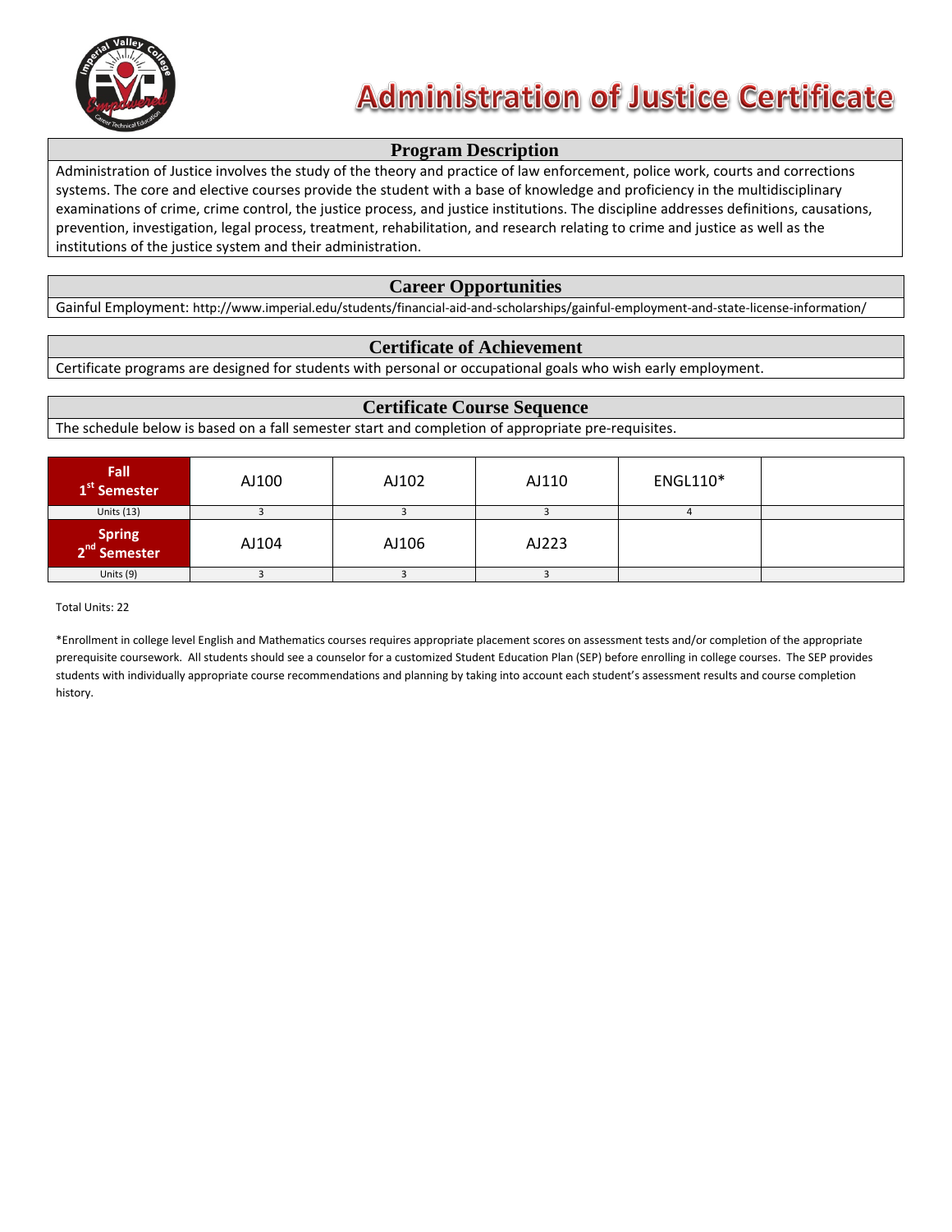# Administration of Justice Certificate

## Program Description

Administration of Justice involves the study of the theory and practice of law enforcement, police work, courts and corrections systems. The core and elective courses provide the student with a base of knowledge and proficiency in the multidisciplinary examinations of crime, crime control, the justice process, and justice institutions. The discipline addresses definitions, causations, prevention, investigation, legal process, treatment, rehabilitation, and research relating to crime and justice as well as the institutions of the justice system and their administration.

## Career Opportunities

Gainful Employment: http://www.imperial.edu/students/financial-aid-and-scholarships/gainful-employment-and-state-license-information/

## Certificate of Achievement

Certificate programs are designed for students with personal or occupational goals who wish early employment.

## Certificate Course Sequence

The schedule below is based on a fall semester start and completion of appropriate pre-requisites.

| Fall 1st Semester | AJ100 | AJ102 | AJ110 | ENGL110* | |
|---|---|---|---|---|---|
| Units (13) | 3 | 3 | 3 | 4 | |
| **Spring 2nd Semester** | AJ104 | AJ106 | AJ223 | | |
| Units (9) | 3 | 3 | 3 | | |

Total Units: 22

*Enrollment in college level English and Mathematics courses requires appropriate placement scores on assessment tests and/or completion of the appropriate prerequisite coursework. All students should see a counselor for a customized Student Education Plan (SEP) before enrolling in college courses. The SEP provides students with individually appropriate course recommendations and planning by taking into account each student's assessment results and course completion history.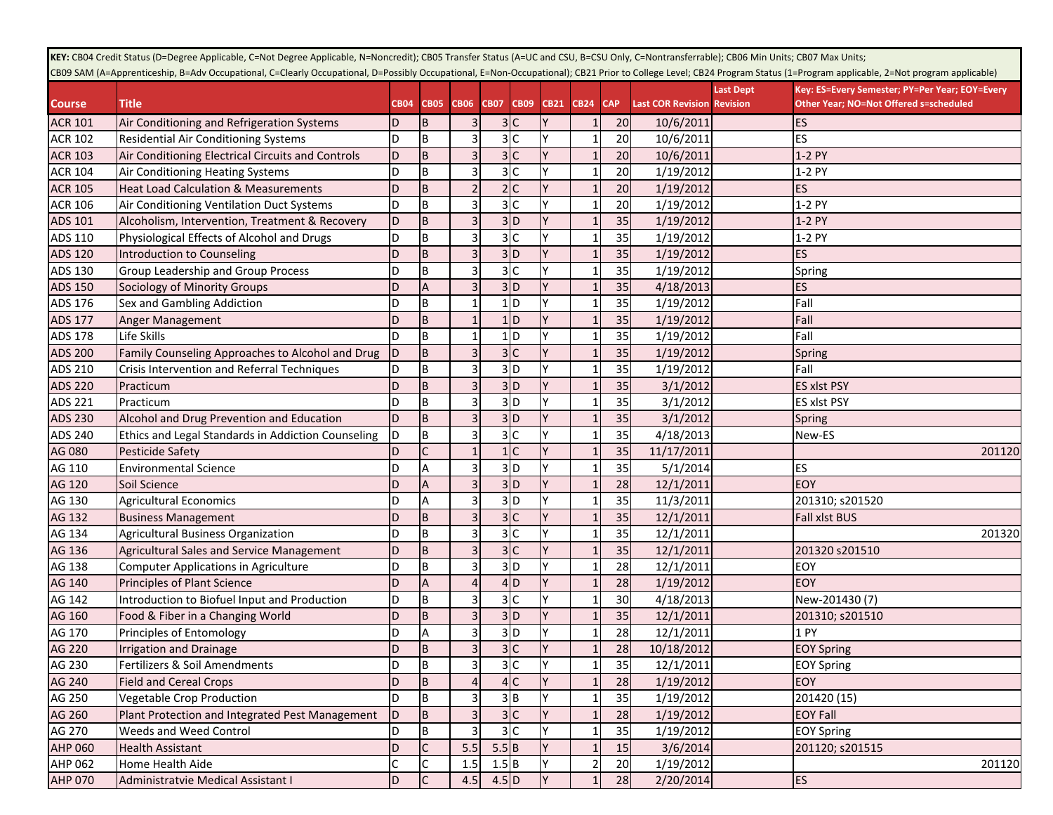**KEY:** CB04 Credit Status (D=Degree Applicable, C=Not Degree Applicable, N=Noncredit); CB05 Transfer Status (A=UC and CSU, B=CSU Only, C=Nontransferrable); CB06 Min Units; CB07 Max Units; CB09 SAM (A=Apprenticeship, B=Adv Occupational, C=Clearly Occupational, D=Possibly Occupational, E=Non-Occupational); CB21 Prior to College Level; CB24 Program Status (1=Program applicable, 2=Not program applicable)

| Course | Title | CB04 | CB05 | CB06 | CB07 | CB09 | CB21 | CB24 | CAP | Last COR Revision | Last Dept Revision | Key: ES=Every Semester; PY=Per Year; EOY=Every Other Year; NO=Not Offered s=scheduled |
|---|---|---|---|---|---|---|---|---|---|---|---|---|
| ACR 101 | Air Conditioning and Refrigeration Systems | D | B | 3 | 3 | C | Y | 1 | 20 | 10/6/2011 | | ES |
| ACR 102 | Residential Air Conditioning Systems | D | B | 3 | 3 | C | Y | 1 | 20 | 10/6/2011 | | ES |
| ACR 103 | Air Conditioning Electrical Circuits and Controls | D | B | 3 | 3 | C | Y | 1 | 20 | 10/6/2011 | | 1-2 PY |
| ACR 104 | Air Conditioning Heating Systems | D | B | 3 | 3 | C | Y | 1 | 20 | 1/19/2012 | | 1-2 PY |
| ACR 105 | Heat Load Calculation & Measurements | D | B | 2 | 2 | C | Y | 1 | 20 | 1/19/2012 | | ES |
| ACR 106 | Air Conditioning Ventilation Duct Systems | D | B | 3 | 3 | C | Y | 1 | 20 | 1/19/2012 | | 1-2 PY |
| ADS 101 | Alcoholism, Intervention, Treatment & Recovery | D | B | 3 | 3 | D | Y | 1 | 35 | 1/19/2012 | | 1-2 PY |
| ADS 110 | Physiological Effects of Alcohol and Drugs | D | B | 3 | 3 | C | Y | 1 | 35 | 1/19/2012 | | 1-2 PY |
| ADS 120 | Introduction to Counseling | D | B | 3 | 3 | D | Y | 1 | 35 | 1/19/2012 | | ES |
| ADS 130 | Group Leadership and Group Process | D | B | 3 | 3 | C | Y | 1 | 35 | 1/19/2012 | | Spring |
| ADS 150 | Sociology of Minority Groups | D | A | 3 | 3 | D | Y | 1 | 35 | 4/18/2013 | | ES |
| ADS 176 | Sex and Gambling Addiction | D | B | 1 | 1 | D | Y | 1 | 35 | 1/19/2012 | | Fall |
| ADS 177 | Anger Management | D | B | 1 | 1 | D | Y | 1 | 35 | 1/19/2012 | | Fall |
| ADS 178 | Life Skills | D | B | 1 | 1 | D | Y | 1 | 35 | 1/19/2012 | | Fall |
| ADS 200 | Family Counseling Approaches to Alcohol and Drug | D | B | 3 | 3 | C | Y | 1 | 35 | 1/19/2012 | | Spring |
| ADS 210 | Crisis Intervention and Referral Techniques | D | B | 3 | 3 | D | Y | 1 | 35 | 1/19/2012 | | Fall |
| ADS 220 | Practicum | D | B | 3 | 3 | D | Y | 1 | 35 | 3/1/2012 | | ES xlst PSY |
| ADS 221 | Practicum | D | B | 3 | 3 | D | Y | 1 | 35 | 3/1/2012 | | ES xlst PSY |
| ADS 230 | Alcohol and Drug Prevention and Education | D | B | 3 | 3 | D | Y | 1 | 35 | 3/1/2012 | | Spring |
| ADS 240 | Ethics and Legal Standards in Addiction Counseling | D | B | 3 | 3 | C | Y | 1 | 35 | 4/18/2013 | | New-ES |
| AG 080 | Pesticide Safety | D | C | 1 | 1 | C | Y | 1 | 35 | 11/17/2011 | | 201120 |
| AG 110 | Environmental Science | D | A | 3 | 3 | D | Y | 1 | 35 | 5/1/2014 | | ES |
| AG 120 | Soil Science | D | A | 3 | 3 | D | Y | 1 | 28 | 12/1/2011 | | EOY |
| AG 130 | Agricultural Economics | D | A | 3 | 3 | D | Y | 1 | 35 | 11/3/2011 | | 201310; s201520 |
| AG 132 | Business Management | D | B | 3 | 3 | C | Y | 1 | 35 | 12/1/2011 | | Fall xlst BUS |
| AG 134 | Agricultural Business Organization | D | B | 3 | 3 | C | Y | 1 | 35 | 12/1/2011 | | 201320 |
| AG 136 | Agricultural Sales and Service Management | D | B | 3 | 3 | C | Y | 1 | 35 | 12/1/2011 | | 201320 s201510 |
| AG 138 | Computer Applications in Agriculture | D | B | 3 | 3 | D | Y | 1 | 28 | 12/1/2011 | | EOY |
| AG 140 | Principles of Plant Science | D | A | 4 | 4 | D | Y | 1 | 28 | 1/19/2012 | | EOY |
| AG 142 | Introduction to Biofuel Input and Production | D | B | 3 | 3 | C | Y | 1 | 30 | 4/18/2013 | | New-201430 (7) |
| AG 160 | Food & Fiber in a Changing World | D | B | 3 | 3 | D | Y | 1 | 35 | 12/1/2011 | | 201310; s201510 |
| AG 170 | Principles of Entomology | D | A | 3 | 3 | D | Y | 1 | 28 | 12/1/2011 | | 1 PY |
| AG 220 | Irrigation and Drainage | D | B | 3 | 3 | C | Y | 1 | 28 | 10/18/2012 | | EOY Spring |
| AG 230 | Fertilizers & Soil Amendments | D | B | 3 | 3 | C | Y | 1 | 35 | 12/1/2011 | | EOY Spring |
| AG 240 | Field and Cereal Crops | D | B | 4 | 4 | C | Y | 1 | 28 | 1/19/2012 | | EOY |
| AG 250 | Vegetable Crop Production | D | B | 3 | 3 | B | Y | 1 | 35 | 1/19/2012 | | 201420 (15) |
| AG 260 | Plant Protection and Integrated Pest Management | D | B | 3 | 3 | C | Y | 1 | 28 | 1/19/2012 | | EOY Fall |
| AG 270 | Weeds and Weed Control | D | B | 3 | 3 | C | Y | 1 | 35 | 1/19/2012 | | EOY Spring |
| AHP 060 | Health Assistant | D | C | 5.5 | 5.5 | B | Y | 1 | 15 | 3/6/2014 | | 201120; s201515 |
| AHP 062 | Home Health Aide | C | C | 1.5 | 1.5 | B | Y | 2 | 20 | 1/19/2012 | | 201120 |
| AHP 070 | Administratvie Medical Assistant I | D | C | 4.5 | 4.5 | D | Y | 1 | 28 | 2/20/2014 | | ES |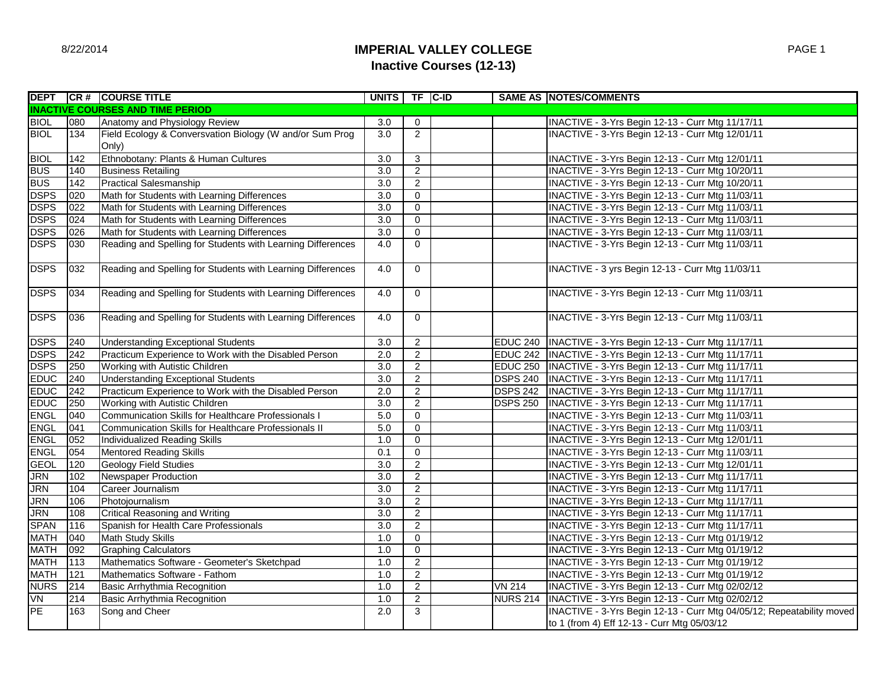# IMPERIAL VALLEY COLLEGE

## Inactive Courses (12-13)

8/22/2014

| DEPT | CR # | COURSE TITLE | UNITS | TF | C-ID | SAME AS | NOTES/COMMENTS |
|---|---|---|---|---|---|---|---|
| **INACTIVE COURSES AND TIME PERIOD** | | | | | | | |
| BIOL | 080 | Anatomy and Physiology Review | 3.0 | 0 | | | INACTIVE - 3-Yrs Begin 12-13 - Curr Mtg 11/17/11 |
| BIOL | 134 | Field Ecology & Conversvation Biology (W and/or Sum Prog Only) | 3.0 | 2 | | | INACTIVE - 3-Yrs Begin 12-13 - Curr Mtg 12/01/11 |
| BIOL | 142 | Ethnobotany: Plants & Human Cultures | 3.0 | 3 | | | INACTIVE - 3-Yrs Begin 12-13 - Curr Mtg 12/01/11 |
| BUS | 140 | Business Retailing | 3.0 | 2 | | | INACTIVE - 3-Yrs Begin 12-13 - Curr Mtg 10/20/11 |
| BUS | 142 | Practical Salesmanship | 3.0 | 2 | | | INACTIVE - 3-Yrs Begin 12-13 - Curr Mtg 10/20/11 |
| DSPS | 020 | Math for Students with Learning Differences | 3.0 | 0 | | | INACTIVE - 3-Yrs Begin 12-13 - Curr Mtg 11/03/11 |
| DSPS | 022 | Math for Students with Learning Differences | 3.0 | 0 | | | INACTIVE - 3-Yrs Begin 12-13 - Curr Mtg 11/03/11 |
| DSPS | 024 | Math for Students with Learning Differences | 3.0 | 0 | | | INACTIVE - 3-Yrs Begin 12-13 - Curr Mtg 11/03/11 |
| DSPS | 026 | Math for Students with Learning Differences | 3.0 | 0 | | | INACTIVE - 3-Yrs Begin 12-13 - Curr Mtg 11/03/11 |
| DSPS | 030 | Reading and Spelling for Students with Learning Differences | 4.0 | 0 | | | INACTIVE - 3-Yrs Begin 12-13 - Curr Mtg 11/03/11 |
| DSPS | 032 | Reading and Spelling for Students with Learning Differences | 4.0 | 0 | | | INACTIVE - 3 yrs Begin 12-13 - Curr Mtg 11/03/11 |
| DSPS | 034 | Reading and Spelling for Students with Learning Differences | 4.0 | 0 | | | INACTIVE - 3-Yrs Begin 12-13 - Curr Mtg 11/03/11 |
| DSPS | 036 | Reading and Spelling for Students with Learning Differences | 4.0 | 0 | | | INACTIVE - 3-Yrs Begin 12-13 - Curr Mtg 11/03/11 |
| DSPS | 240 | Understanding Exceptional Students | 3.0 | 2 | | EDUC 240 | INACTIVE - 3-Yrs Begin 12-13 - Curr Mtg 11/17/11 |
| DSPS | 242 | Practicum Experience to Work with the Disabled Person | 2.0 | 2 | | EDUC 242 | INACTIVE - 3-Yrs Begin 12-13 - Curr Mtg 11/17/11 |
| DSPS | 250 | Working with Autistic Children | 3.0 | 2 | | EDUC 250 | INACTIVE - 3-Yrs Begin 12-13 - Curr Mtg 11/17/11 |
| EDUC | 240 | Understanding Exceptional Students | 3.0 | 2 | | DSPS 240 | INACTIVE - 3-Yrs Begin 12-13 - Curr Mtg 11/17/11 |
| EDUC | 242 | Practicum Experience to Work with the Disabled Person | 2.0 | 2 | | DSPS 242 | INACTIVE - 3-Yrs Begin 12-13 - Curr Mtg 11/17/11 |
| EDUC | 250 | Working with Autistic Children | 3.0 | 2 | | DSPS 250 | INACTIVE - 3-Yrs Begin 12-13 - Curr Mtg 11/17/11 |
| ENGL | 040 | Communication Skills for Healthcare Professionals I | 5.0 | 0 | | | INACTIVE - 3-Yrs Begin 12-13 - Curr Mtg 11/03/11 |
| ENGL | 041 | Communication Skills for Healthcare Professionals II | 5.0 | 0 | | | INACTIVE - 3-Yrs Begin 12-13 - Curr Mtg 11/03/11 |
| ENGL | 052 | Individualized Reading Skills | 1.0 | 0 | | | INACTIVE - 3-Yrs Begin 12-13 - Curr Mtg 12/01/11 |
| ENGL | 054 | Mentored Reading Skills | 0.1 | 0 | | | INACTIVE - 3-Yrs Begin 12-13 - Curr Mtg 11/03/11 |
| GEOL | 120 | Geology Field Studies | 3.0 | 2 | | | INACTIVE - 3-Yrs Begin 12-13 - Curr Mtg 12/01/11 |
| JRN | 102 | Newspaper Production | 3.0 | 2 | | | INACTIVE - 3-Yrs Begin 12-13 - Curr Mtg 11/17/11 |
| JRN | 104 | Career Journalism | 3.0 | 2 | | | INACTIVE - 3-Yrs Begin 12-13 - Curr Mtg 11/17/11 |
| JRN | 106 | Photojournalism | 3.0 | 2 | | | INACTIVE - 3-Yrs Begin 12-13 - Curr Mtg 11/17/11 |
| JRN | 108 | Critical Reasoning and Writing | 3.0 | 2 | | | INACTIVE - 3-Yrs Begin 12-13 - Curr Mtg 11/17/11 |
| SPAN | 116 | Spanish for Health Care Professionals | 3.0 | 2 | | | INACTIVE - 3-Yrs Begin 12-13 - Curr Mtg 11/17/11 |
| MATH | 040 | Math Study Skills | 1.0 | 0 | | | INACTIVE - 3-Yrs Begin 12-13 - Curr Mtg 01/19/12 |
| MATH | 092 | Graphing Calculators | 1.0 | 0 | | | INACTIVE - 3-Yrs Begin 12-13 - Curr Mtg 01/19/12 |
| MATH | 113 | Mathematics Software - Geometer's Sketchpad | 1.0 | 2 | | | INACTIVE - 3-Yrs Begin 12-13 - Curr Mtg 01/19/12 |
| MATH | 121 | Mathematics Software - Fathom | 1.0 | 2 | | | INACTIVE - 3-Yrs Begin 12-13 - Curr Mtg 01/19/12 |
| NURS | 214 | Basic Arrhythmia Recognition | 1.0 | 2 | | VN 214 | INACTIVE - 3-Yrs Begin 12-13 - Curr Mtg 02/02/12 |
| VN | 214 | Basic Arrhythmia Recognition | 1.0 | 2 | | NURS 214 | INACTIVE - 3-Yrs Begin 12-13 - Curr Mtg 02/02/12 |
| PE | 163 | Song and Cheer | 2.0 | 3 | | | INACTIVE - 3-Yrs Begin 12-13 - Curr Mtg 04/05/12; Repeatability moved to 1 (from 4) Eff 12-13 - Curr Mtg 05/03/12 |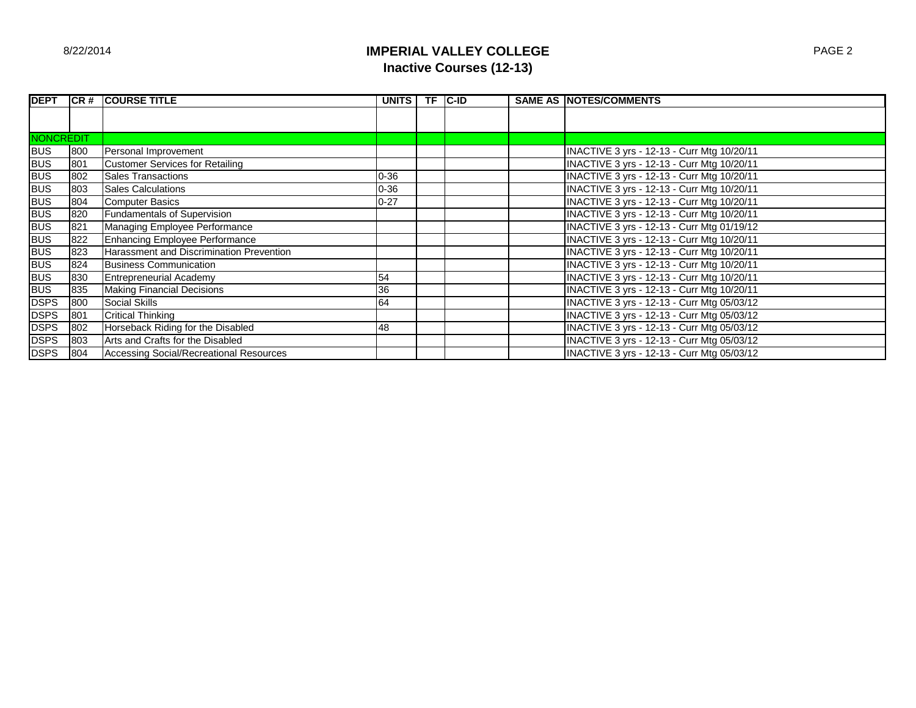# IMPERIAL VALLEY COLLEGE

## Inactive Courses (12-13)

| DEPT | CR # | COURSE TITLE | UNITS | TF | C-ID | SAME AS | NOTES/COMMENTS |
|---|---|---|---|---|---|---|---|
| | | | | | | | |
| NONCREDIT | | | | | | | |
| BUS | 800 | Personal Improvement | | | | | INACTIVE 3 yrs - 12-13 - Curr Mtg 10/20/11 |
| BUS | 801 | Customer Services for Retailing | | | | | INACTIVE 3 yrs - 12-13 - Curr Mtg 10/20/11 |
| BUS | 802 | Sales Transactions | 0-36 | | | | INACTIVE 3 yrs - 12-13 - Curr Mtg 10/20/11 |
| BUS | 803 | Sales Calculations | 0-36 | | | | INACTIVE 3 yrs - 12-13 - Curr Mtg 10/20/11 |
| BUS | 804 | Computer Basics | 0-27 | | | | INACTIVE 3 yrs - 12-13 - Curr Mtg 10/20/11 |
| BUS | 820 | Fundamentals of Supervision | | | | | INACTIVE 3 yrs - 12-13 - Curr Mtg 10/20/11 |
| BUS | 821 | Managing Employee Performance | | | | | INACTIVE 3 yrs - 12-13 - Curr Mtg 01/19/12 |
| BUS | 822 | Enhancing Employee Performance | | | | | INACTIVE 3 yrs - 12-13 - Curr Mtg 10/20/11 |
| BUS | 823 | Harassment and Discrimination Prevention | | | | | INACTIVE 3 yrs - 12-13 - Curr Mtg 10/20/11 |
| BUS | 824 | Business Communication | | | | | INACTIVE 3 yrs - 12-13 - Curr Mtg 10/20/11 |
| BUS | 830 | Entrepreneurial Academy | 54 | | | | INACTIVE 3 yrs - 12-13 - Curr Mtg 10/20/11 |
| BUS | 835 | Making Financial Decisions | 36 | | | | INACTIVE 3 yrs - 12-13 - Curr Mtg 10/20/11 |
| DSPS | 800 | Social Skills | 64 | | | | INACTIVE 3 yrs - 12-13 - Curr Mtg 05/03/12 |
| DSPS | 801 | Critical Thinking | | | | | INACTIVE 3 yrs - 12-13 - Curr Mtg 05/03/12 |
| DSPS | 802 | Horseback Riding for the Disabled | 48 | | | | INACTIVE 3 yrs - 12-13 - Curr Mtg 05/03/12 |
| DSPS | 803 | Arts and Crafts for the Disabled | | | | | INACTIVE 3 yrs - 12-13 - Curr Mtg 05/03/12 |
| DSPS | 804 | Accessing Social/Recreational Resources | | | | | INACTIVE 3 yrs - 12-13 - Curr Mtg 05/03/12 |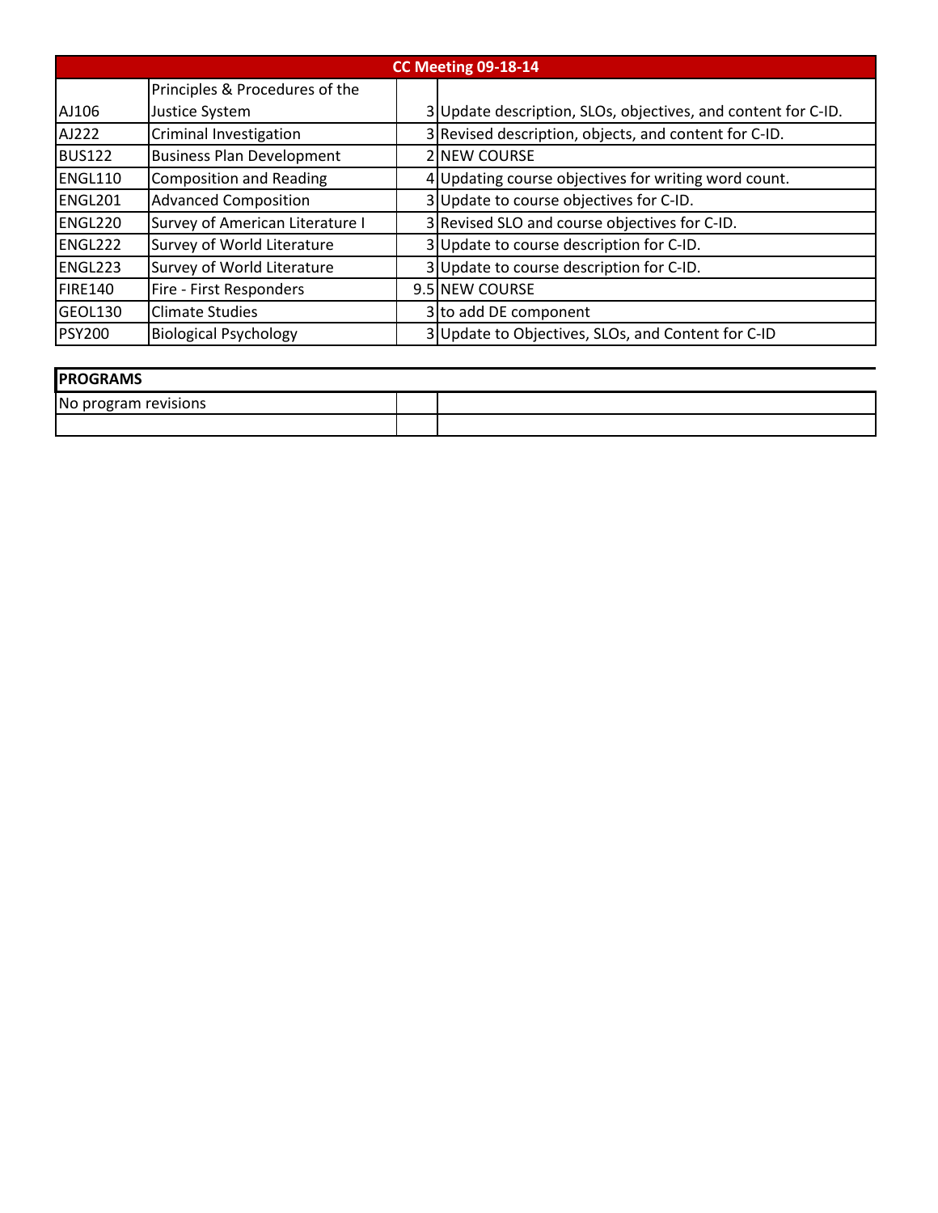| CC Meeting 09-18-14 | | | |
|---|---|---|---|
| AJ106 | Principles & Procedures of the Justice System | 3 | Update description, SLOs, objectives, and content for C-ID. |
| AJ222 | Criminal Investigation | 3 | Revised description, objects, and content for C-ID. |
| BUS122 | Business Plan Development | 2 | NEW COURSE |
| ENGL110 | Composition and Reading | 4 | Updating course objectives for writing word count. |
| ENGL201 | Advanced Composition | 3 | Update to course objectives for C-ID. |
| ENGL220 | Survey of American Literature I | 3 | Revised SLO and course objectives for C-ID. |
| ENGL222 | Survey of World Literature | 3 | Update to course description for C-ID. |
| ENGL223 | Survey of World Literature | 3 | Update to course description for C-ID. |
| FIRE140 | Fire - First Responders | 9.5 | NEW COURSE |
| GEOL130 | Climate Studies | 3 | to add DE component |
| PSY200 | Biological Psychology | 3 | Update to Objectives, SLOs, and Content for C-ID |

| **PROGRAMS** | | |
|---|---|---|
| No program revisions | | |
| | | |